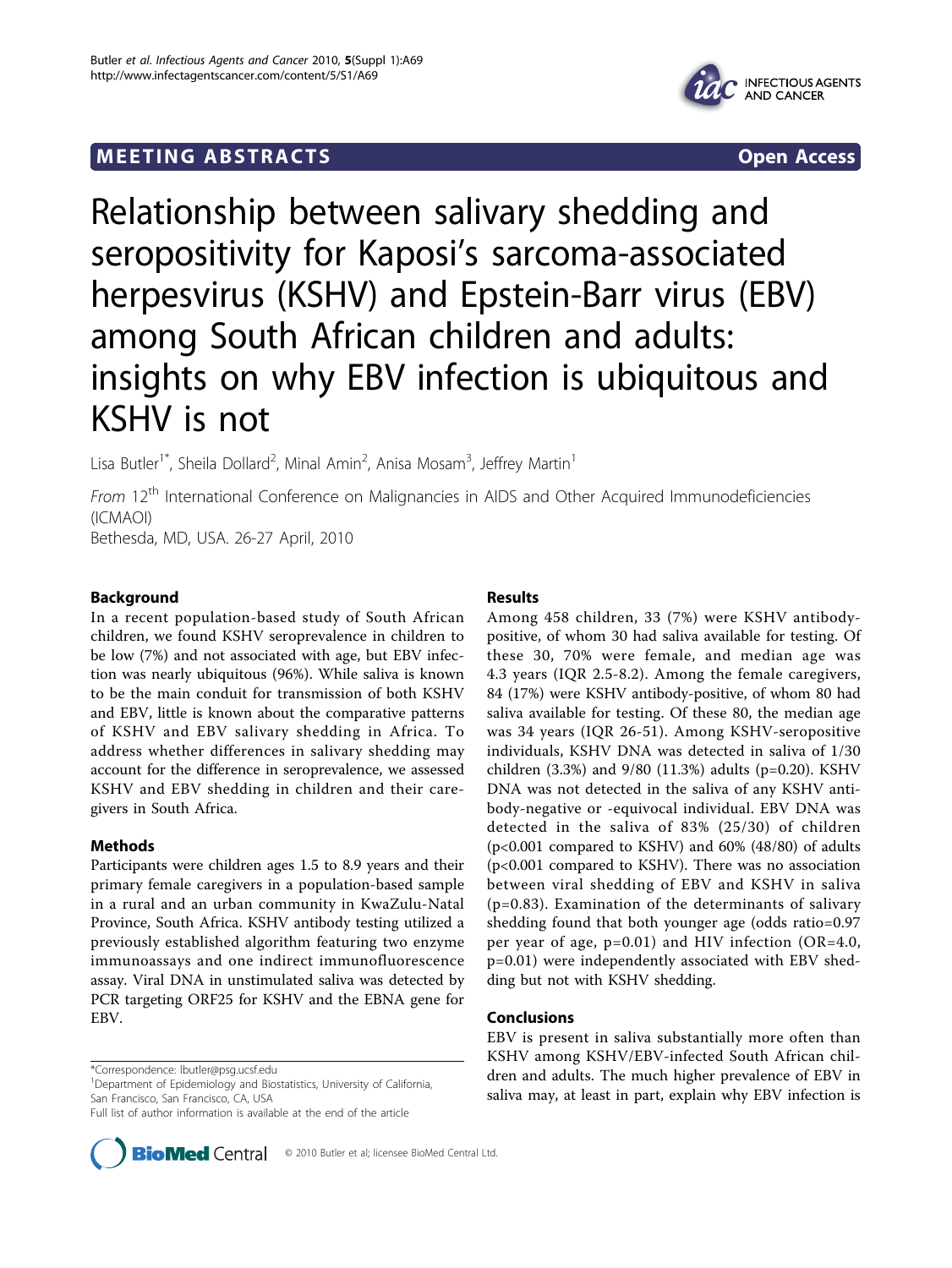MEETING ABSTRACTS Open Access

# Relationship between salivary shedding and seropositivity for Kaposi's sarcoma-associated herpesvirus (KSHV) and Epstein-Barr virus (EBV) among South African children and adults: insights on why EBV infection is ubiquitous and KSHV is not

Lisa Butler[1*], Sheila Dollard[2], Minal Amin[2], Anisa Mosam[3], Jeffrey Martin[1]

*From* 12[th] International Conference on Malignancies in AIDS and Other Acquired Immunodeficiencies (ICMAOI)
Bethesda, MD, USA. 26-27 April, 2010

## Background

In a recent population-based study of South African children, we found KSHV seroprevalence in children to be low (7%) and not associated with age, but EBV infection was nearly ubiquitous (96%). While saliva is known to be the main conduit for transmission of both KSHV and EBV, little is known about the comparative patterns of KSHV and EBV salivary shedding in Africa. To address whether differences in salivary shedding may account for the difference in seroprevalence, we assessed KSHV and EBV shedding in children and their caregivers in South Africa.

## Methods

Participants were children ages 1.5 to 8.9 years and their primary female caregivers in a population-based sample in a rural and an urban community in KwaZulu-Natal Province, South Africa. KSHV antibody testing utilized a previously established algorithm featuring two enzyme immunoassays and one indirect immunofluorescence assay. Viral DNA in unstimulated saliva was detected by PCR targeting ORF25 for KSHV and the EBNA gene for EBV.

## Results

Among 458 children, 33 (7%) were KSHV antibody-positive, of whom 30 had saliva available for testing. Of these 30, 70% were female, and median age was 4.3 years (IQR 2.5-8.2). Among the female caregivers, 84 (17%) were KSHV antibody-positive, of whom 80 had saliva available for testing. Of these 80, the median age was 34 years (IQR 26-51). Among KSHV-seropositive individuals, KSHV DNA was detected in saliva of 1/30 children (3.3%) and 9/80 (11.3%) adults ($p=0.20$). KSHV DNA was not detected in the saliva of any KSHV antibody-negative or -equivocal individual. EBV DNA was detected in the saliva of 83% (25/30) of children ($p<0.001$ compared to KSHV) and 60% (48/80) of adults ($p<0.001$ compared to KSHV). There was no association between viral shedding of EBV and KSHV in saliva ($p=0.83$). Examination of the determinants of salivary shedding found that both younger age (odds ratio=0.97 per year of age, $p=0.01$) and HIV infection (OR=4.0, $p=0.01$) were independently associated with EBV shedding but not with KSHV shedding.

## Conclusions

EBV is present in saliva substantially more often than KSHV among KSHV/EBV-infected South African children and adults. The much higher prevalence of EBV in saliva may, at least in part, explain why EBV infection is

*Correspondence: lbutler@psg.ucsf.edu
[1]Department of Epidemiology and Biostatistics, University of California, San Francisco, San Francisco, CA, USA
Full list of author information is available at the end of the article

© 2010 Butler et al; licensee BioMed Central Ltd.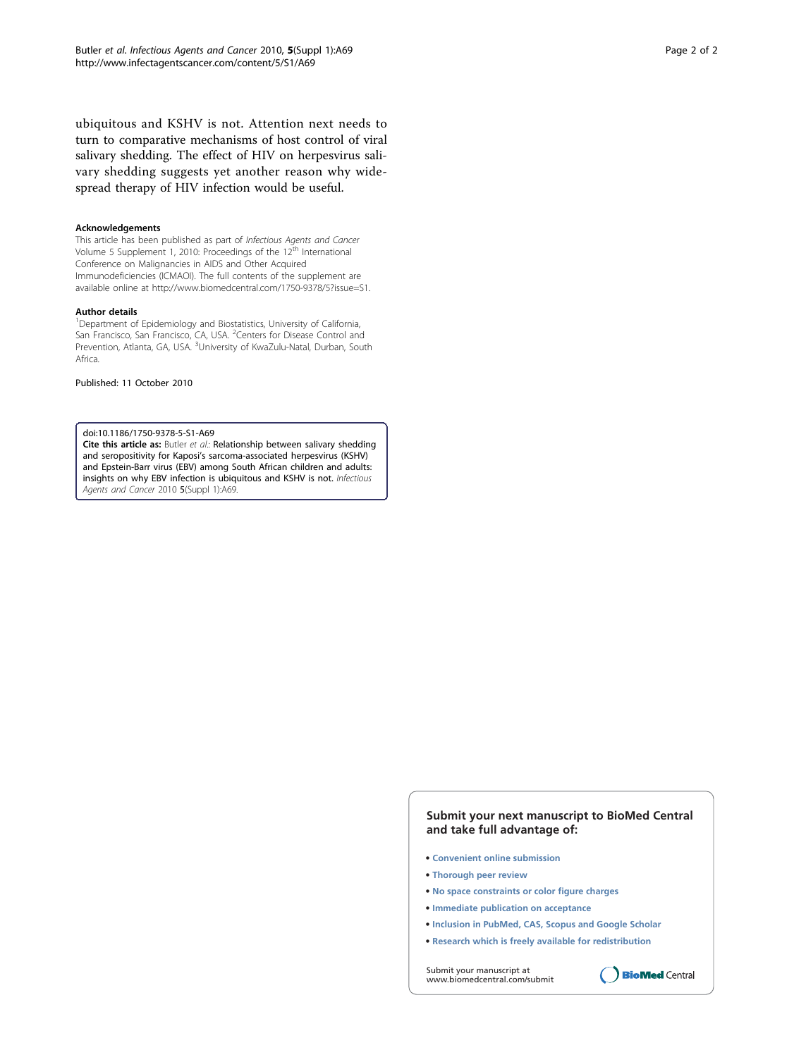ubiquitous and KSHV is not. Attention next needs to turn to comparative mechanisms of host control of viral salivary shedding. The effect of HIV on herpesvirus salivary shedding suggests yet another reason why widespread therapy of HIV infection would be useful.

#### Acknowledgements

This article has been published as part of *Infectious Agents and Cancer* Volume 5 Supplement 1, 2010: Proceedings of the 12th International Conference on Malignancies in AIDS and Other Acquired Immunodeficiencies (ICMAOI). The full contents of the supplement are available online at http://www.biomedcentral.com/1750-9378/5?issue=S1.

#### Author details

[1]Department of Epidemiology and Biostatistics, University of California, San Francisco, San Francisco, CA, USA. [2]Centers for Disease Control and Prevention, Atlanta, GA, USA. [3]University of KwaZulu-Natal, Durban, South Africa.

Published: 11 October 2010

doi:10.1186/1750-9378-5-S1-A69

**Cite this article as:** Butler *et al.*: Relationship between salivary shedding and seropositivity for Kaposi's sarcoma-associated herpesvirus (KSHV) and Epstein-Barr virus (EBV) among South African children and adults: insights on why EBV infection is ubiquitous and KSHV is not. *Infectious Agents and Cancer* 2010 **5**(Suppl 1):A69.

**Submit your next manuscript to BioMed Central and take full advantage of:**

- Convenient online submission
- Thorough peer review
- No space constraints or color figure charges
- Immediate publication on acceptance
- Inclusion in PubMed, CAS, Scopus and Google Scholar
- Research which is freely available for redistribution

Submit your manuscript at www.biomedcentral.com/submit

BioMed Central